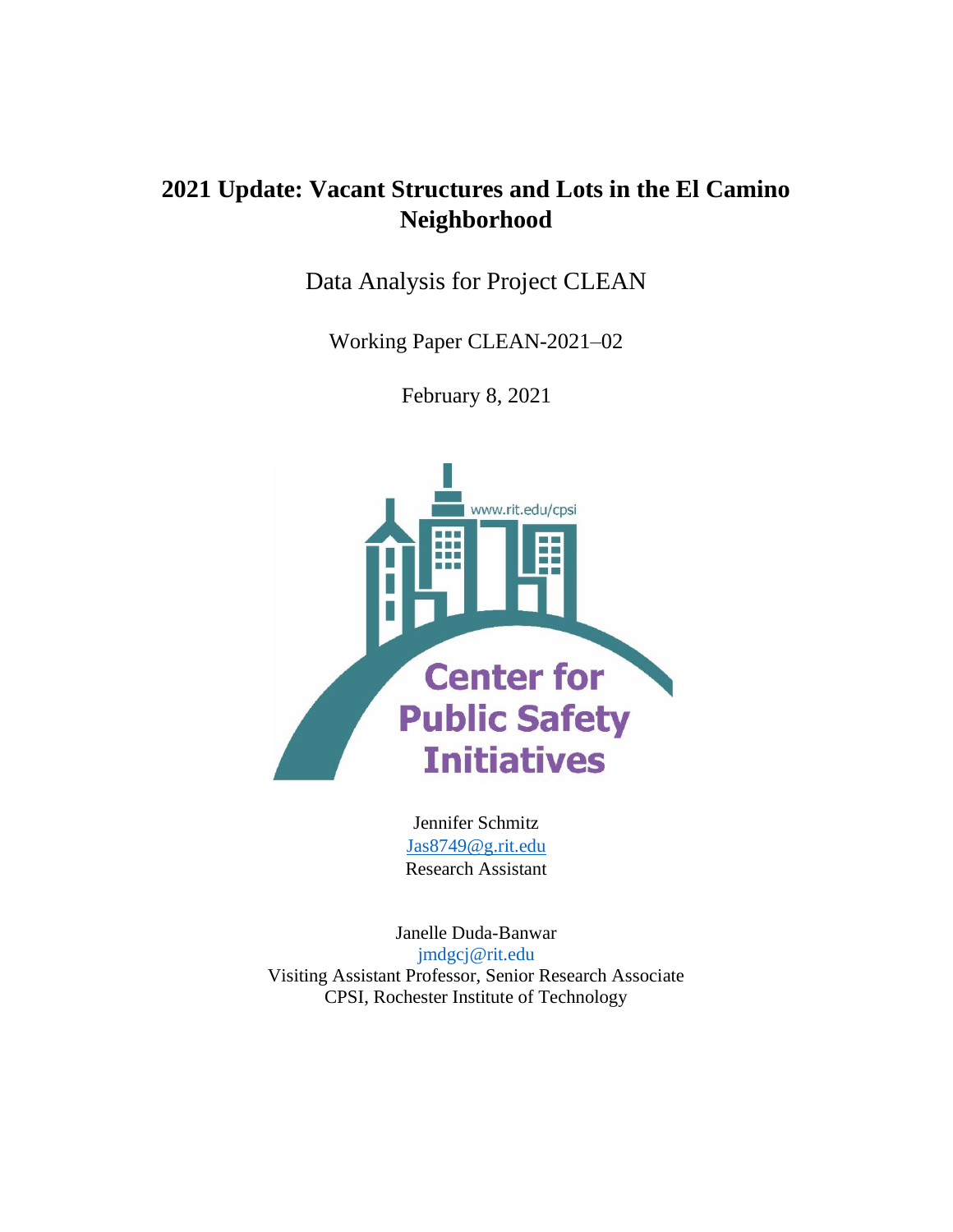# 2021 Update: Vacant Structures and Lots in the El Camino Neighborhood

Data Analysis for Project CLEAN

Working Paper CLEAN-2021–02

February 8, 2021

Jennifer Schmitz
Jas8749@g.rit.edu
Research Assistant

Janelle Duda-Banwar
jmdgcj@rit.edu
Visiting Assistant Professor, Senior Research Associate
CPSI, Rochester Institute of Technology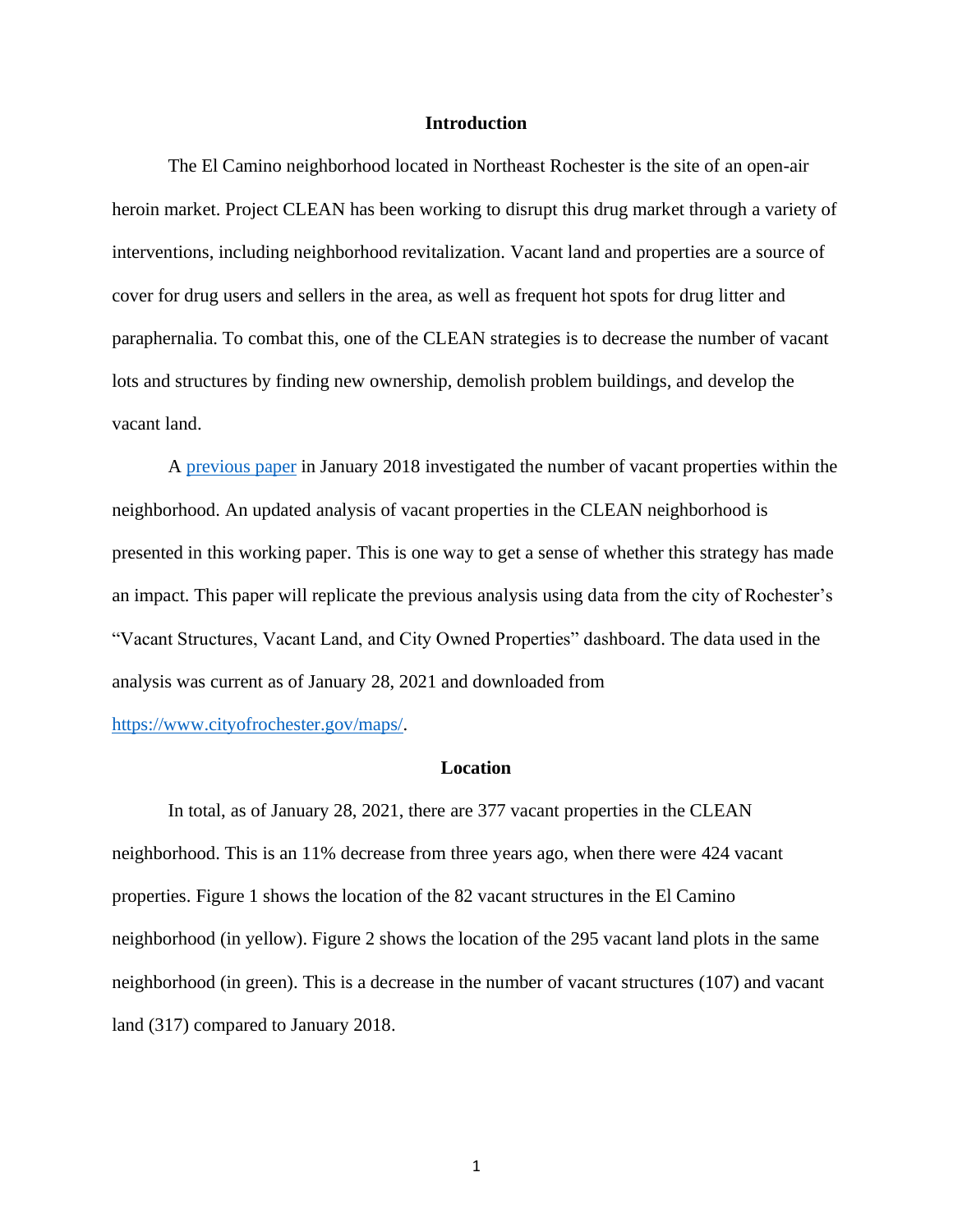## Introduction

The El Camino neighborhood located in Northeast Rochester is the site of an open-air heroin market. Project CLEAN has been working to disrupt this drug market through a variety of interventions, including neighborhood revitalization. Vacant land and properties are a source of cover for drug users and sellers in the area, as well as frequent hot spots for drug litter and paraphernalia. To combat this, one of the CLEAN strategies is to decrease the number of vacant lots and structures by finding new ownership, demolish problem buildings, and develop the vacant land.

A previous paper in January 2018 investigated the number of vacant properties within the neighborhood. An updated analysis of vacant properties in the CLEAN neighborhood is presented in this working paper. This is one way to get a sense of whether this strategy has made an impact. This paper will replicate the previous analysis using data from the city of Rochester's "Vacant Structures, Vacant Land, and City Owned Properties" dashboard. The data used in the analysis was current as of January 28, 2021 and downloaded from https://www.cityofrochester.gov/maps/.

## Location

In total, as of January 28, 2021, there are 377 vacant properties in the CLEAN neighborhood. This is an 11% decrease from three years ago, when there were 424 vacant properties. Figure 1 shows the location of the 82 vacant structures in the El Camino neighborhood (in yellow). Figure 2 shows the location of the 295 vacant land plots in the same neighborhood (in green). This is a decrease in the number of vacant structures (107) and vacant land (317) compared to January 2018.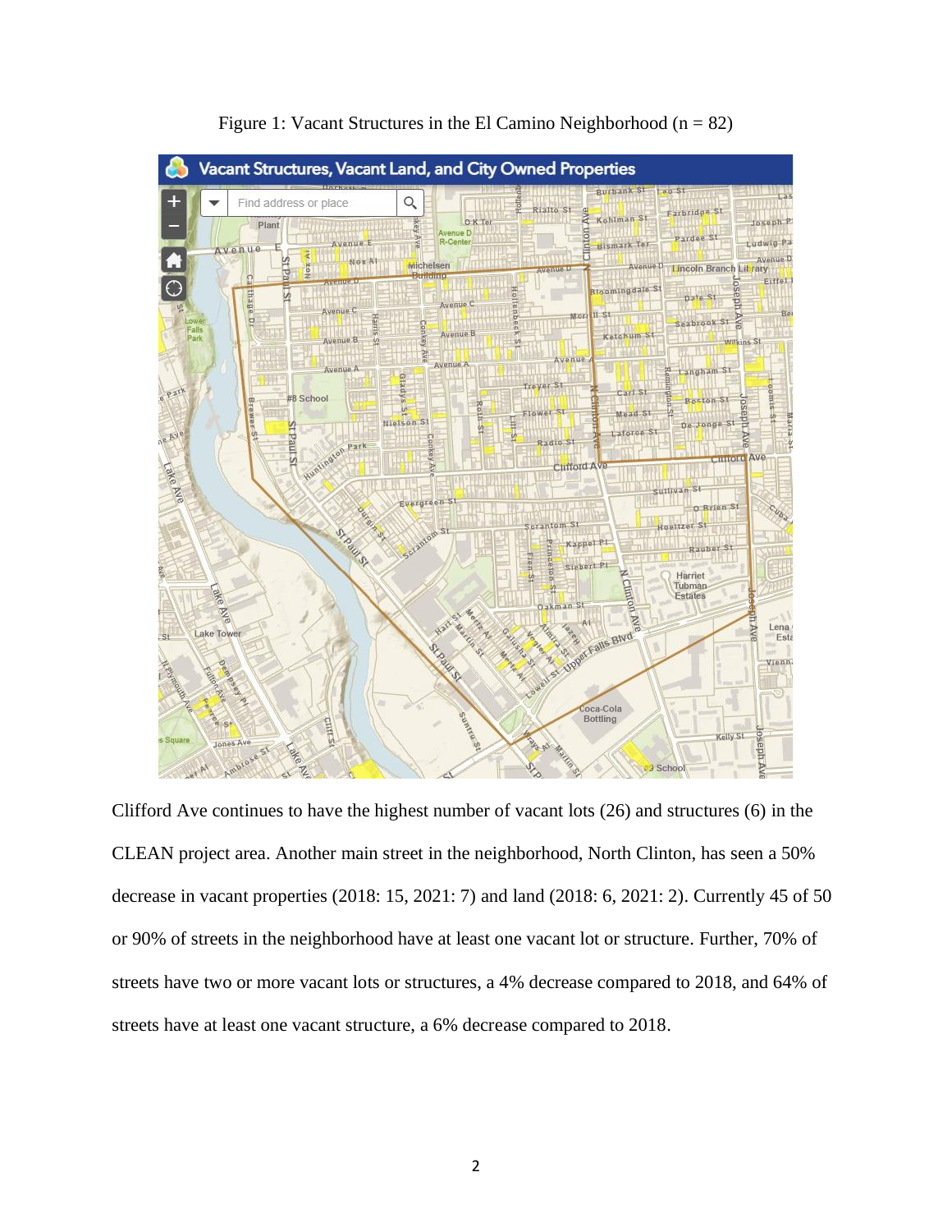Figure 1: Vacant Structures in the El Camino Neighborhood (n = 82)

Clifford Ave continues to have the highest number of vacant lots (26) and structures (6) in the CLEAN project area. Another main street in the neighborhood, North Clinton, has seen a 50% decrease in vacant properties (2018: 15, 2021: 7) and land (2018: 6, 2021: 2). Currently 45 of 50 or 90% of streets in the neighborhood have at least one vacant lot or structure. Further, 70% of streets have two or more vacant lots or structures, a 4% decrease compared to 2018, and 64% of streets have at least one vacant structure, a 6% decrease compared to 2018.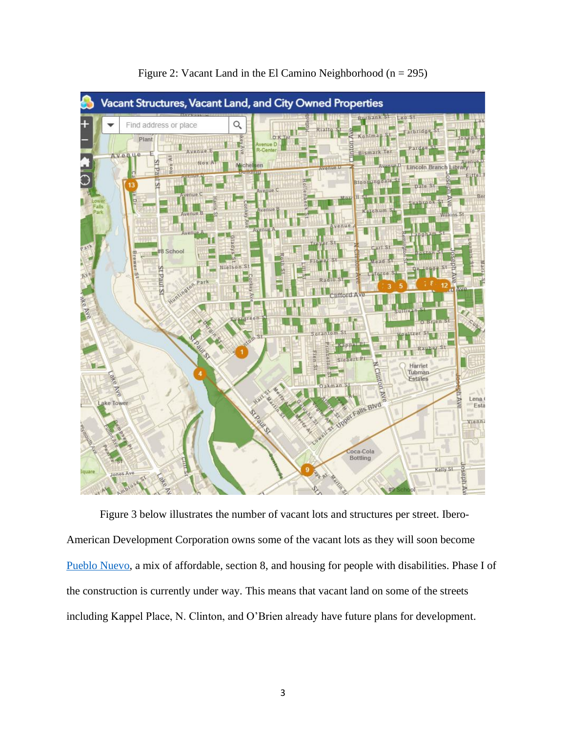Figure 2: Vacant Land in the El Camino Neighborhood (n = 295)

Figure 3 below illustrates the number of vacant lots and structures per street. Ibero-American Development Corporation owns some of the vacant lots as they will soon become [Pueblo Nuevo](), a mix of affordable, section 8, and housing for people with disabilities. Phase I of the construction is currently under way. This means that vacant land on some of the streets including Kappel Place, N. Clinton, and O'Brien already have future plans for development.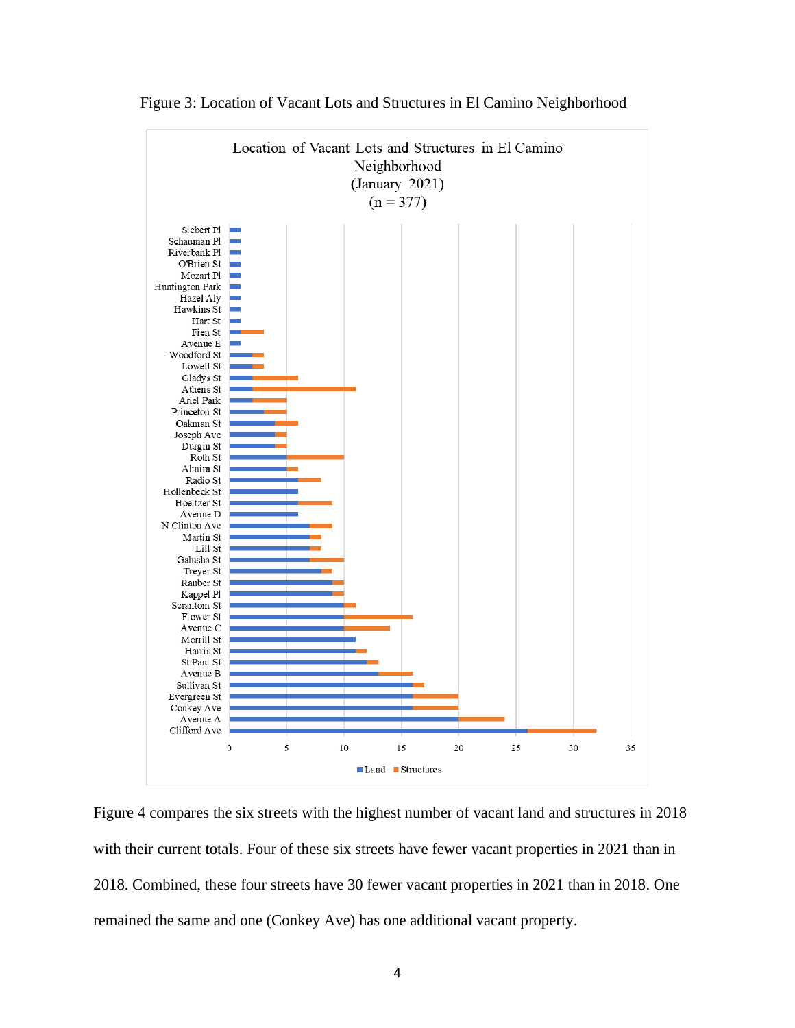Figure 3: Location of Vacant Lots and Structures in El Camino Neighborhood

Figure 4 compares the six streets with the highest number of vacant land and structures in 2018 with their current totals. Four of these six streets have fewer vacant properties in 2021 than in 2018. Combined, these four streets have 30 fewer vacant properties in 2021 than in 2018. One remained the same and one (Conkey Ave) has one additional vacant property.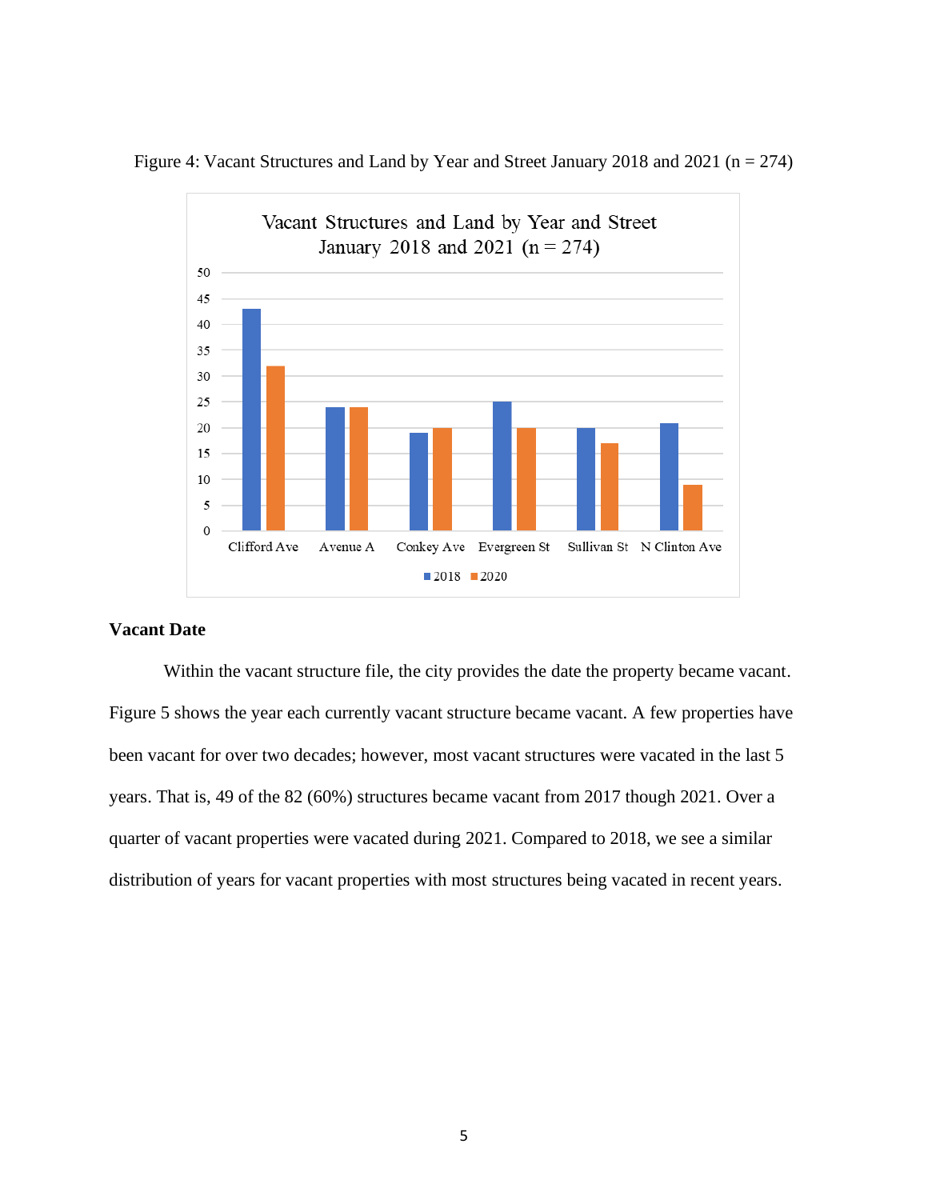Figure 4: Vacant Structures and Land by Year and Street January 2018 and 2021 (n = 274)

| Street | 2018 | 2020 |
|---|---|---|
| Clifford Ave | 43 | 32 |
| Avenue A | 24 | 24 |
| Conkey Ave | 19 | 20 |
| Evergreen St | 25 | 20 |
| Sullivan St | 20 | 17 |
| N Clinton Ave | 21 | 9 |

## Vacant Date

Within the vacant structure file, the city provides the date the property became vacant. Figure 5 shows the year each currently vacant structure became vacant. A few properties have been vacant for over two decades; however, most vacant structures were vacated in the last 5 years. That is, 49 of the 82 (60%) structures became vacant from 2017 though 2021. Over a quarter of vacant properties were vacated during 2021. Compared to 2018, we see a similar distribution of years for vacant properties with most structures being vacated in recent years.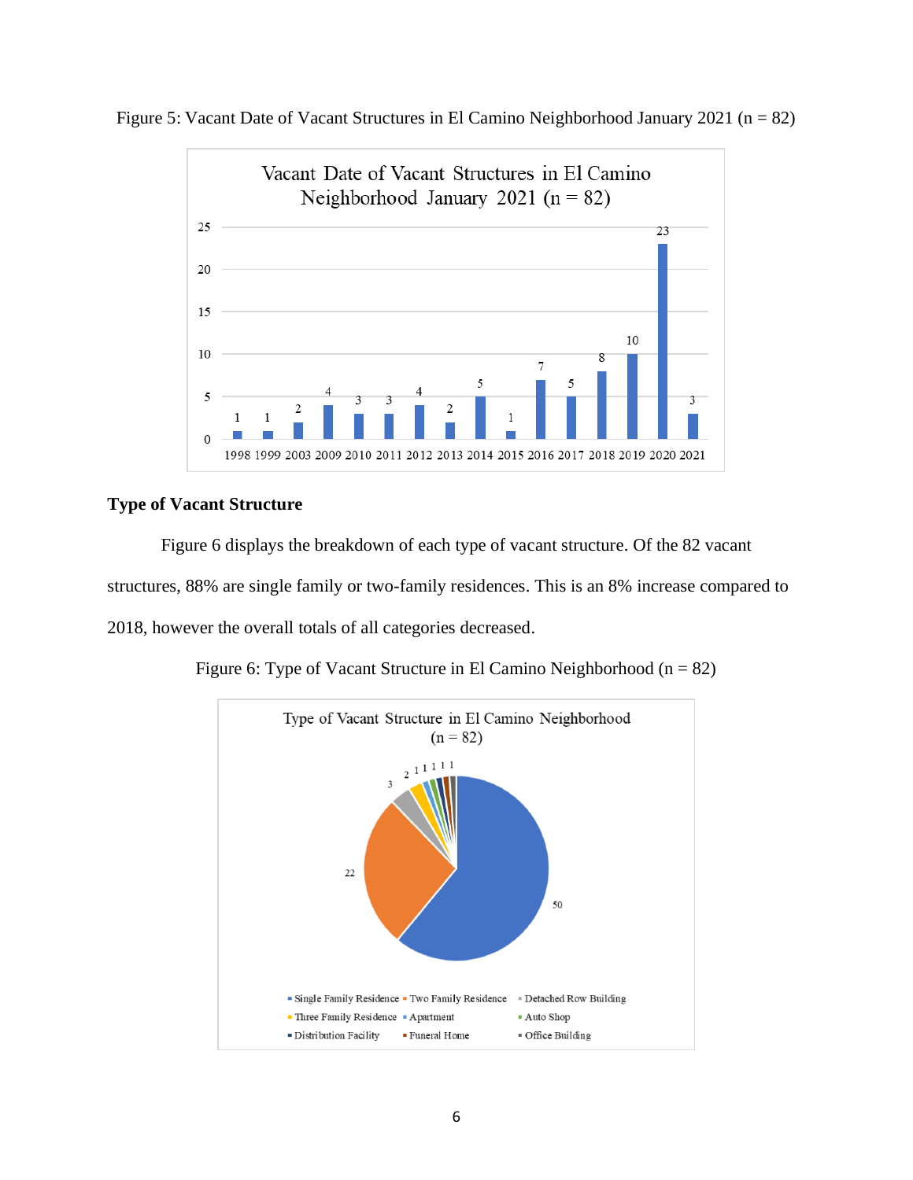Figure 5: Vacant Date of Vacant Structures in El Camino Neighborhood January 2021 (n = 82)

### Type of Vacant Structure

Figure 6 displays the breakdown of each type of vacant structure. Of the 82 vacant structures, 88% are single family or two-family residences. This is an 8% increase compared to 2018, however the overall totals of all categories decreased.

Figure 6: Type of Vacant Structure in El Camino Neighborhood (n = 82)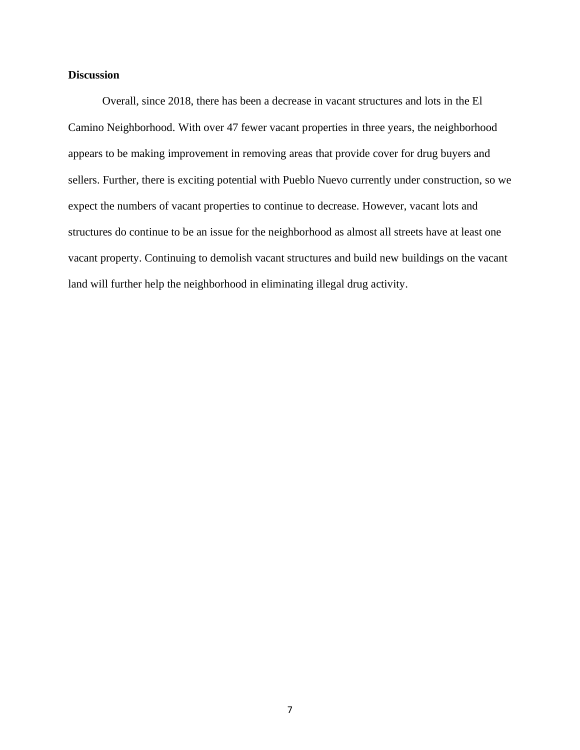**Discussion**

Overall, since 2018, there has been a decrease in vacant structures and lots in the El Camino Neighborhood. With over 47 fewer vacant properties in three years, the neighborhood appears to be making improvement in removing areas that provide cover for drug buyers and sellers. Further, there is exciting potential with Pueblo Nuevo currently under construction, so we expect the numbers of vacant properties to continue to decrease. However, vacant lots and structures do continue to be an issue for the neighborhood as almost all streets have at least one vacant property. Continuing to demolish vacant structures and build new buildings on the vacant land will further help the neighborhood in eliminating illegal drug activity.